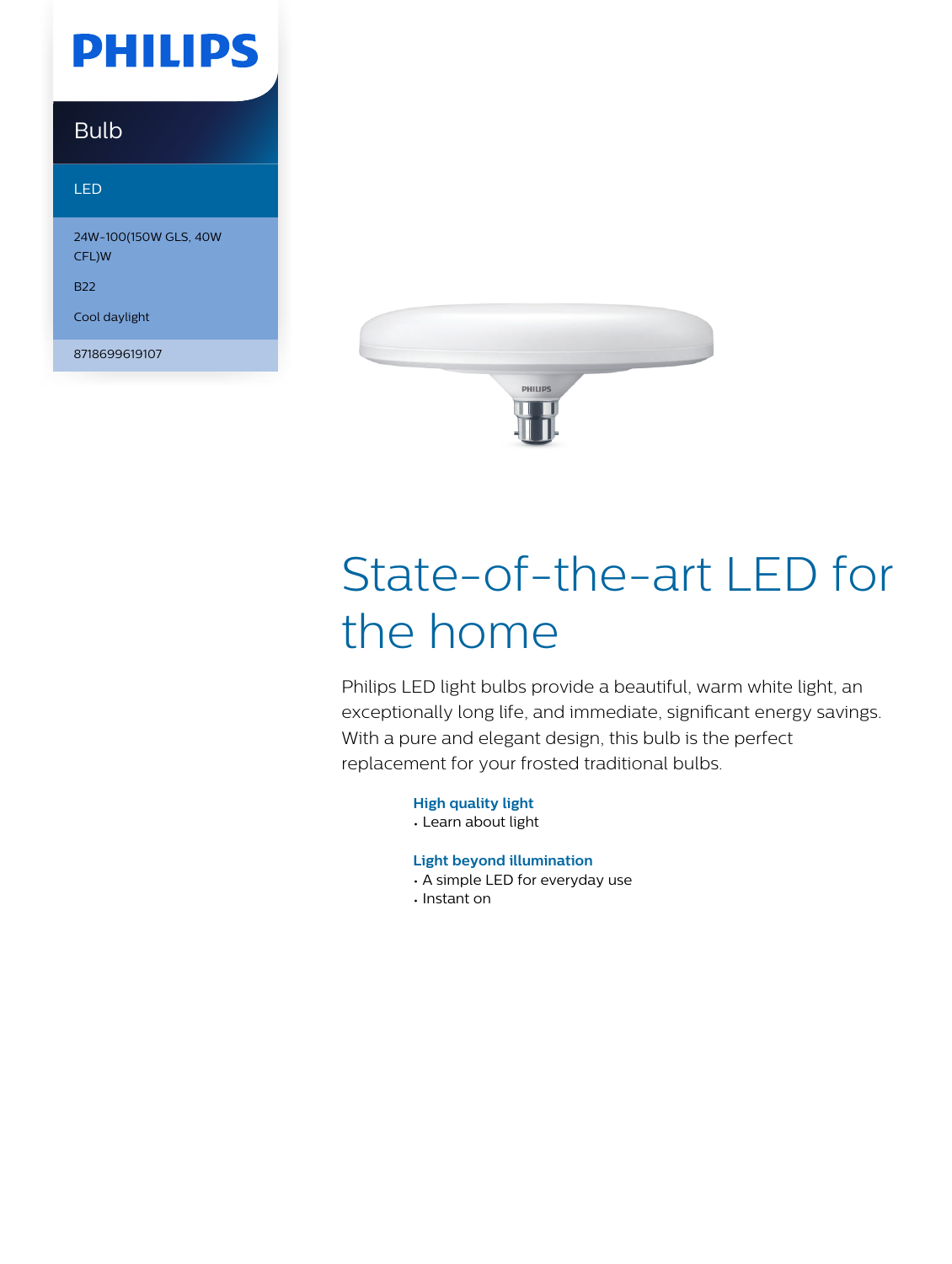PHILIPS

Bulb

LED

24W-100(150W GLS, 40W CFL)W

B22

Cool daylight

8718699619107

# State-of-the-art LED for the home

Philips LED light bulbs provide a beautiful, warm white light, an exceptionally long life, and immediate, significant energy savings. With a pure and elegant design, this bulb is the perfect replacement for your frosted traditional bulbs.

**High quality light**
- Learn about light

**Light beyond illumination**
- A simple LED for everyday use
- Instant on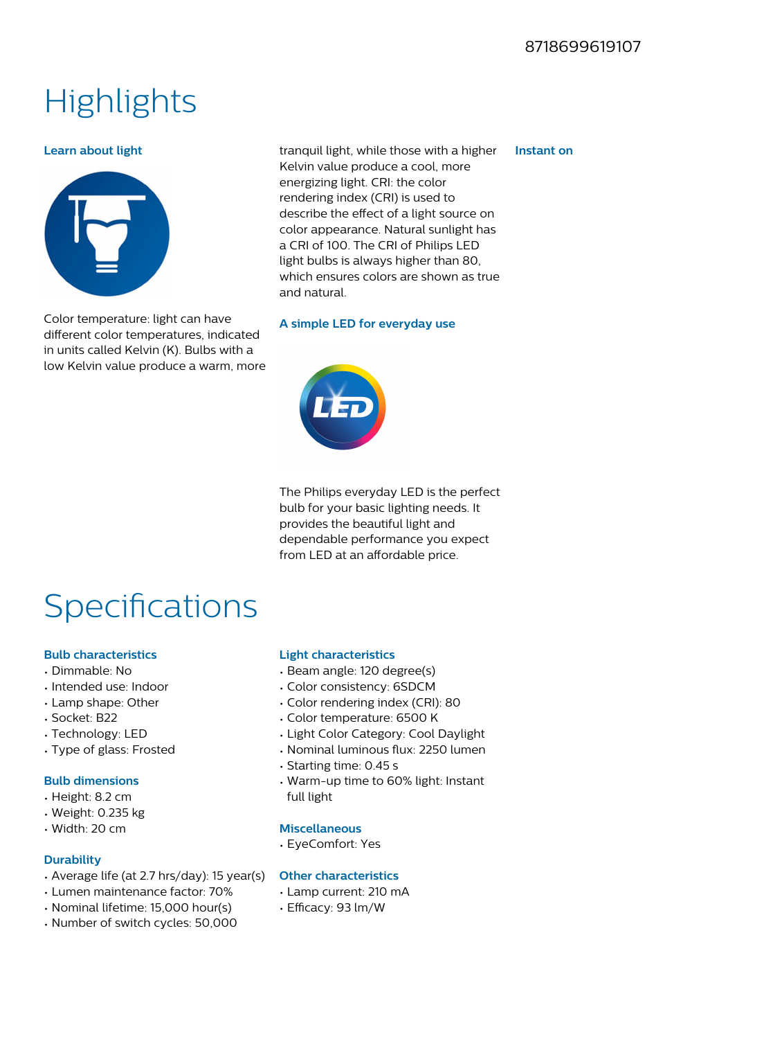8718699619107

# Highlights

### Learn about light

Color temperature: light can have different color temperatures, indicated in units called Kelvin (K). Bulbs with a low Kelvin value produce a warm, more tranquil light, while those with a higher Kelvin value produce a cool, more energizing light. CRI: the color rendering index (CRI) is used to describe the effect of a light source on color appearance. Natural sunlight has a CRI of 100. The CRI of Philips LED light bulbs is always higher than 80, which ensures colors are shown as true and natural.

### A simple LED for everyday use

The Philips everyday LED is the perfect bulb for your basic lighting needs. It provides the beautiful light and dependable performance you expect from LED at an affordable price.

### Instant on

# Specifications

### Bulb characteristics

- Dimmable: No
- Intended use: Indoor
- Lamp shape: Other
- Socket: B22
- Technology: LED
- Type of glass: Frosted

### Bulb dimensions

- Height: 8.2 cm
- Weight: 0.235 kg
- Width: 20 cm

### Durability

- Average life (at 2.7 hrs/day): 15 year(s)
- Lumen maintenance factor: 70%
- Nominal lifetime: 15,000 hour(s)
- Number of switch cycles: 50,000

### Light characteristics

- Beam angle: 120 degree(s)
- Color consistency: 6SDCM
- Color rendering index (CRI): 80
- Color temperature: 6500 K
- Light Color Category: Cool Daylight
- Nominal luminous flux: 2250 lumen
- Starting time: 0.45 s
- Warm-up time to 60% light: Instant full light

### Miscellaneous

- EyeComfort: Yes

### Other characteristics

- Lamp current: 210 mA
- Efficacy: 93 lm/W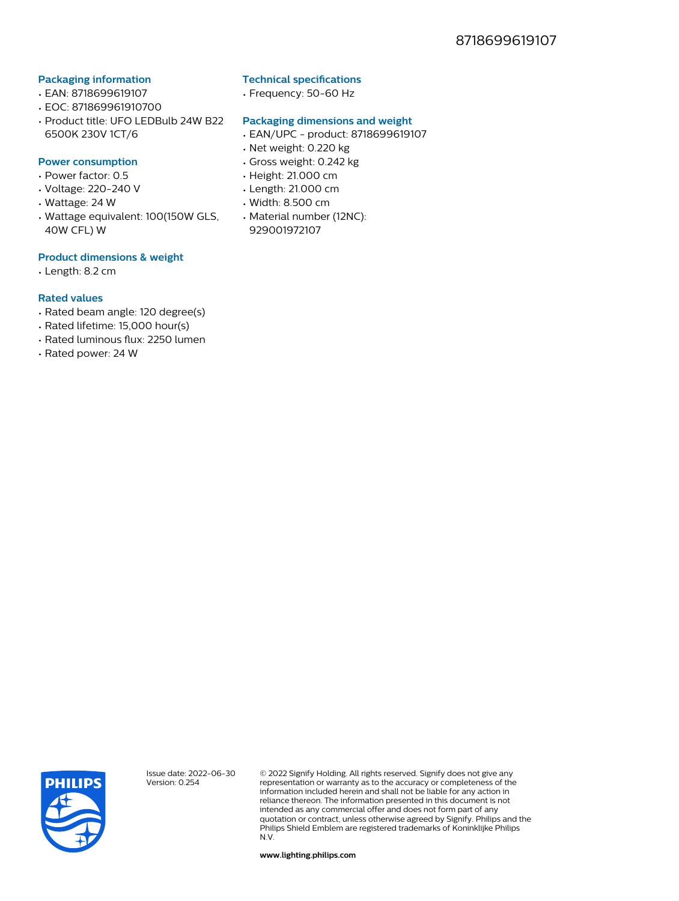## Packaging information

- EAN: 8718699619107
- EOC: 871869961910700
- Product title: UFO LEDBulb 24W B22 6500K 230V 1CT/6

## Power consumption

- Power factor: 0.5
- Voltage: 220-240 V
- Wattage: 24 W
- Wattage equivalent: 100(150W GLS, 40W CFL) W

## Product dimensions & weight

- Length: 8.2 cm

## Rated values

- Rated beam angle: 120 degree(s)
- Rated lifetime: 15,000 hour(s)
- Rated luminous flux: 2250 lumen
- Rated power: 24 W

## Technical specifications

- Frequency: 50-60 Hz

## Packaging dimensions and weight

- EAN/UPC - product: 8718699619107
- Net weight: 0.220 kg
- Gross weight: 0.242 kg
- Height: 21.000 cm
- Length: 21.000 cm
- Width: 8.500 cm
- Material number (12NC): 929001972107

Issue date: 2022-06-30
Version: 0.254

© 2022 Signify Holding. All rights reserved. Signify does not give any representation or warranty as to the accuracy or completeness of the information included herein and shall not be liable for any action in reliance thereon. The information presented in this document is not intended as any commercial offer and does not form part of any quotation or contract, unless otherwise agreed by Signify. Philips and the Philips Shield Emblem are registered trademarks of Koninklijke Philips N.V.

**www.lighting.philips.com**